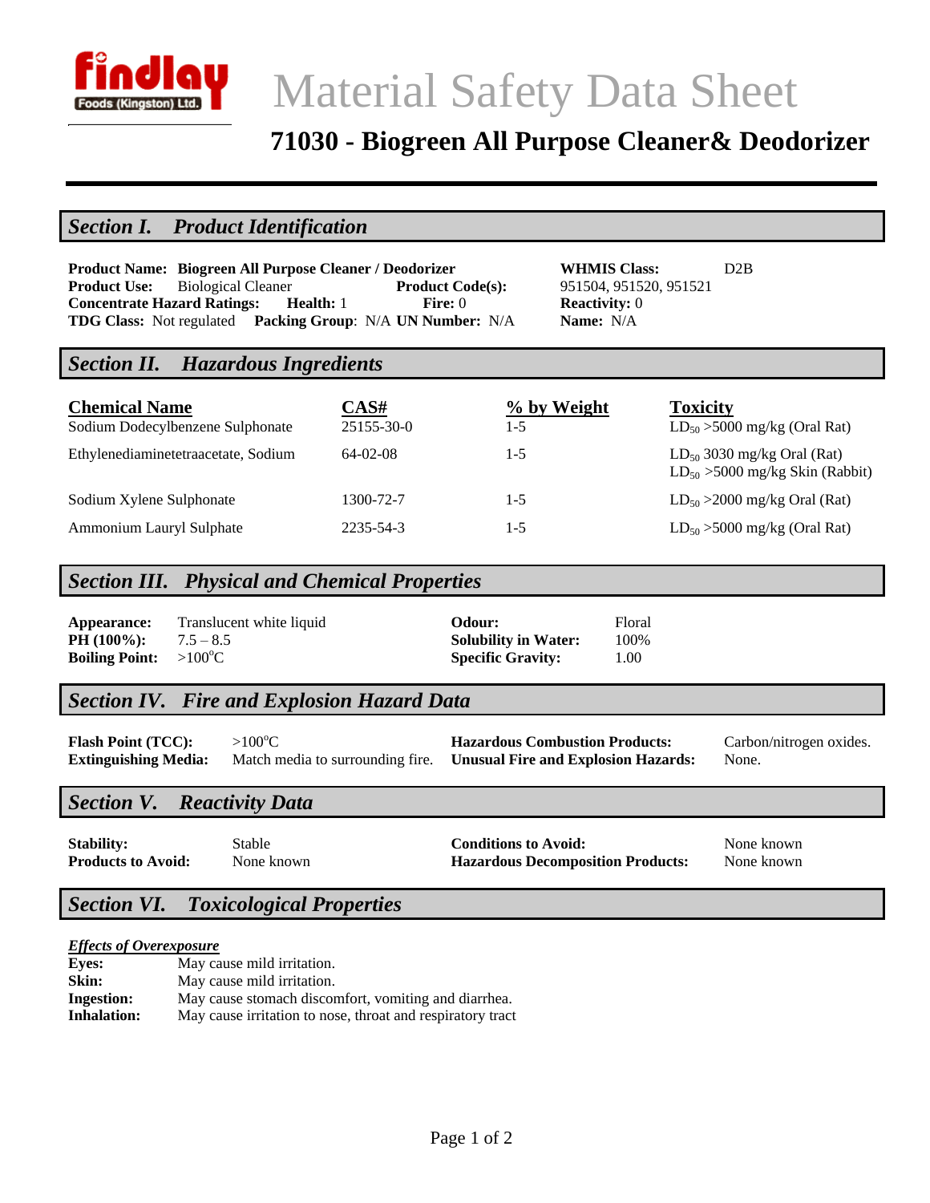# Material Safety Data Sheet

## 71030 - Biogreen All Purpose Cleaner& Deodorizer

## *Section I. Product Identification*

**Product Name: Biogreen All Purpose Cleaner / Deodorizer**
**Product Use:** Biological Cleaner
**Product Code(s):** 951504, 951520, 951521
**Concentrate Hazard Ratings:** **Health:** 1 **Fire:** 0 **Reactivity:** 0
**TDG Class:** Not regulated **Packing Group**: N/A **UN Number:** N/A **Name:** N/A
**WHMIS Class:** D2B

## *Section II. Hazardous Ingredients*

| Chemical Name | CAS# | % by Weight | Toxicity |
|---|---|---|---|
| Sodium Dodecylbenzene Sulphonate | 25155-30-0 | 1-5 | $LD_{50}$ >5000 mg/kg (Oral Rat) |
| Ethylenediaminetetraacetate, Sodium | 64-02-08 | 1-5 | $LD_{50}$ 3030 mg/kg Oral (Rat)<br>$LD_{50}$ >5000 mg/kg Skin (Rabbit) |
| Sodium Xylene Sulphonate | 1300-72-7 | 1-5 | $LD_{50}$ >2000 mg/kg Oral (Rat) |
| Ammonium Lauryl Sulphate | 2235-54-3 | 1-5 | $LD_{50}$ >5000 mg/kg (Oral Rat) |

## *Section III. Physical and Chemical Properties*

**Appearance:** Translucent white liquid
**PH (100%):** 7.5 – 8.5
**Boiling Point:** >100°C
**Odour:** Floral
**Solubility in Water:** 100%
**Specific Gravity:** 1.00

## *Section IV. Fire and Explosion Hazard Data*

**Flash Point (TCC):** >100°C
**Extinguishing Media:** Match media to surrounding fire.
**Hazardous Combustion Products:** Carbon/nitrogen oxides.
**Unusual Fire and Explosion Hazards:** None.

## *Section V. Reactivity Data*

**Stability:** Stable
**Products to Avoid:** None known
**Conditions to Avoid:** None known
**Hazardous Decomposition Products:** None known

## *Section VI. Toxicological Properties*

***Effects of Overexposure***

**Eyes:** May cause mild irritation.
**Skin:** May cause mild irritation.
**Ingestion:** May cause stomach discomfort, vomiting and diarrhea.
**Inhalation:** May cause irritation to nose, throat and respiratory tract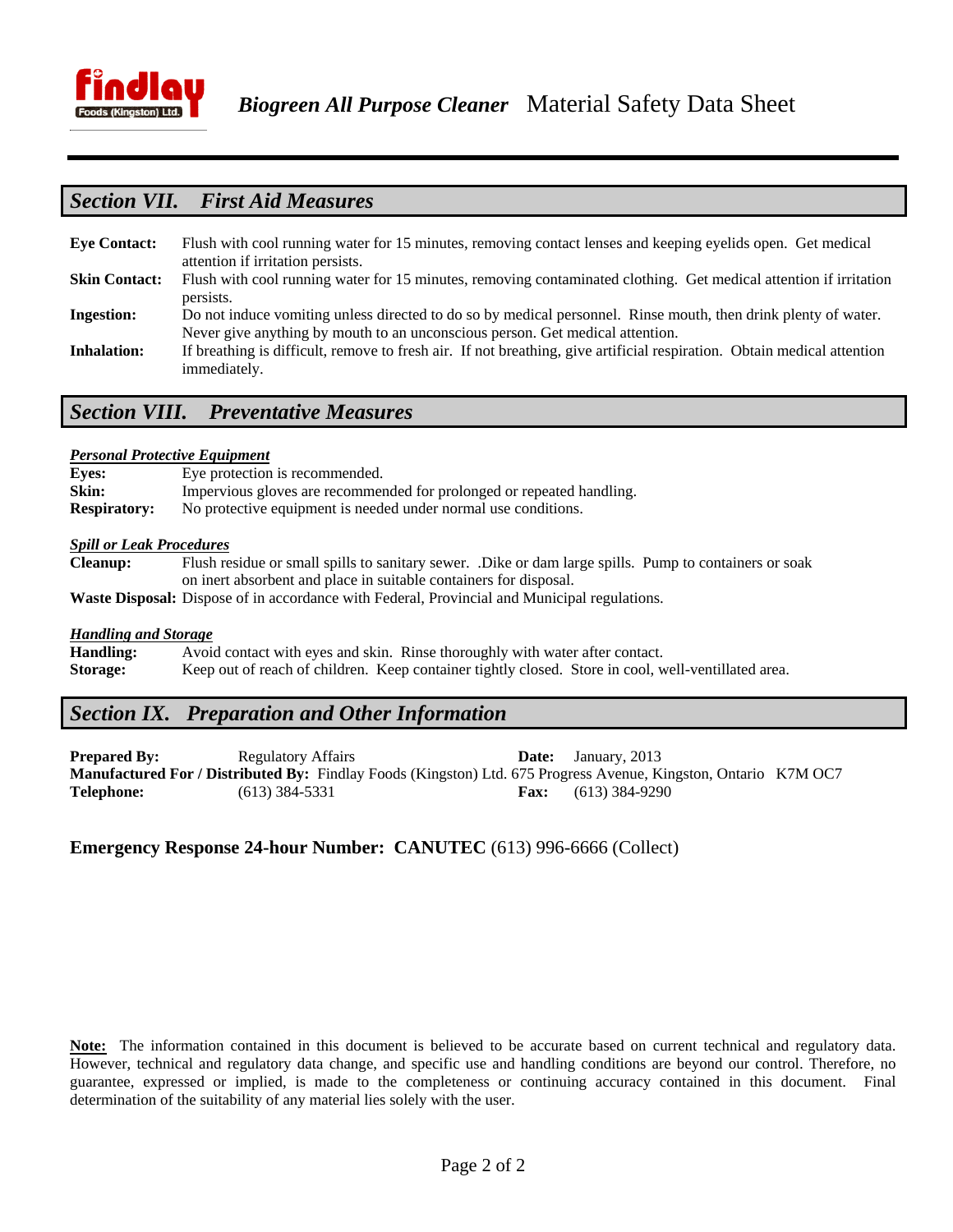## *Section VII. First Aid Measures*

**Eye Contact:** Flush with cool running water for 15 minutes, removing contact lenses and keeping eyelids open. Get medical attention if irritation persists.

**Skin Contact:** Flush with cool running water for 15 minutes, removing contaminated clothing. Get medical attention if irritation persists.

**Ingestion:** Do not induce vomiting unless directed to do so by medical personnel. Rinse mouth, then drink plenty of water. Never give anything by mouth to an unconscious person. Get medical attention.

**Inhalation:** If breathing is difficult, remove to fresh air. If not breathing, give artificial respiration. Obtain medical attention immediately.

## *Section VIII. Preventative Measures*

***Personal Protective Equipment***

**Eyes:** Eye protection is recommended.

**Skin:** Impervious gloves are recommended for prolonged or repeated handling.

**Respiratory:** No protective equipment is needed under normal use conditions.

***Spill or Leak Procedures***

**Cleanup:** Flush residue or small spills to sanitary sewer. .Dike or dam large spills. Pump to containers or soak on inert absorbent and place in suitable containers for disposal.

**Waste Disposal:** Dispose of in accordance with Federal, Provincial and Municipal regulations.

***Handling and Storage***

**Handling:** Avoid contact with eyes and skin. Rinse thoroughly with water after contact.

**Storage:** Keep out of reach of children. Keep container tightly closed. Store in cool, well-ventillated area.

## *Section IX. Preparation and Other Information*

**Prepared By:** Regulatory Affairs **Date:** January, 2013

**Manufactured For / Distributed By:** Findlay Foods (Kingston) Ltd. 675 Progress Avenue, Kingston, Ontario K7M OC7

**Telephone:** (613) 384-5331 **Fax:** (613) 384-9290

**Emergency Response 24-hour Number: CANUTEC** (613) 996-6666 (Collect)

**Note:** The information contained in this document is believed to be accurate based on current technical and regulatory data. However, technical and regulatory data change, and specific use and handling conditions are beyond our control. Therefore, no guarantee, expressed or implied, is made to the completeness or continuing accuracy contained in this document. Final determination of the suitability of any material lies solely with the user.